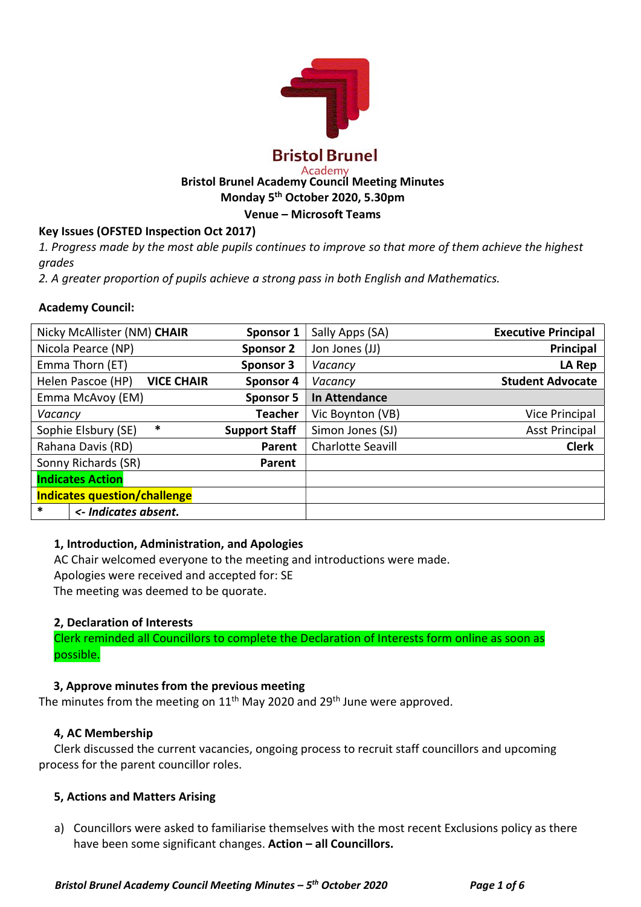Bristol Brunel

Academy

# Bristol Brunel Academy Council Meeting Minutes

**Monday 5th October 2020, 5.30pm**

**Venue – Microsoft Teams**

**Key Issues (OFSTED Inspection Oct 2017)**

*1. Progress made by the most able pupils continues to improve so that more of them achieve the highest grades*

*2. A greater proportion of pupils achieve a strong pass in both English and Mathematics.*

**Academy Council:**

| | | | |
|---|---|---|---|
| Nicky McAllister (NM) **CHAIR** | **Sponsor 1** | Sally Apps (SA) | **Executive Principal** |
| Nicola Pearce (NP) | **Sponsor 2** | Jon Jones (JJ) | **Principal** |
| Emma Thorn (ET) | **Sponsor 3** | *Vacancy* | **LA Rep** |
| Helen Pascoe (HP) **VICE CHAIR** | **Sponsor 4** | *Vacancy* | **Student Advocate** |
| Emma McAvoy (EM) | **Sponsor 5** | **In Attendance** | |
| *Vacancy* | **Teacher** | Vic Boynton (VB) | Vice Principal |
| Sophie Elsbury (SE) * | **Support Staff** | Simon Jones (SJ) | Asst Principal |
| Rahana Davis (RD) | **Parent** | Charlotte Seavill | **Clerk** |
| Sonny Richards (SR) | **Parent** | | |
| **Indicates Action** | | | |
| **Indicates question/challenge** | | | |
| * *<- Indicates absent.* | | | |

### 1, Introduction, Administration, and Apologies

AC Chair welcomed everyone to the meeting and introductions were made.
Apologies were received and accepted for: SE
The meeting was deemed to be quorate.

### 2, Declaration of Interests

Clerk reminded all Councillors to complete the Declaration of Interests form online as soon as possible.

### 3, Approve minutes from the previous meeting

The minutes from the meeting on 11th May 2020 and 29th June were approved.

### 4, AC Membership

Clerk discussed the current vacancies, ongoing process to recruit staff councillors and upcoming process for the parent councillor roles.

### 5, Actions and Matters Arising

a) Councillors were asked to familiarise themselves with the most recent Exclusions policy as there have been some significant changes. **Action – all Councillors.**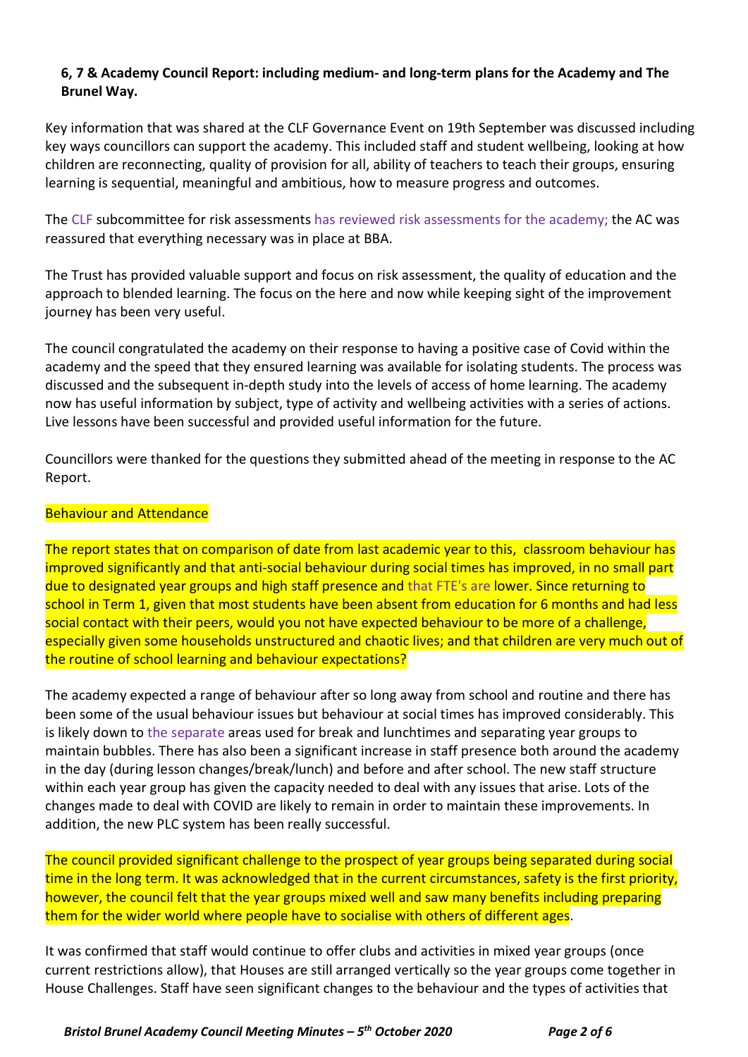**6, 7 & Academy Council Report: including medium- and long-term plans for the Academy and The Brunel Way.**

Key information that was shared at the CLF Governance Event on 19th September was discussed including key ways councillors can support the academy. This included staff and student wellbeing, looking at how children are reconnecting, quality of provision for all, ability of teachers to teach their groups, ensuring learning is sequential, meaningful and ambitious, how to measure progress and outcomes.

The CLF subcommittee for risk assessments has reviewed risk assessments for the academy; the AC was reassured that everything necessary was in place at BBA.

The Trust has provided valuable support and focus on risk assessment, the quality of education and the approach to blended learning. The focus on the here and now while keeping sight of the improvement journey has been very useful.

The council congratulated the academy on their response to having a positive case of Covid within the academy and the speed that they ensured learning was available for isolating students. The process was discussed and the subsequent in-depth study into the levels of access of home learning. The academy now has useful information by subject, type of activity and wellbeing activities with a series of actions. Live lessons have been successful and provided useful information for the future.

Councillors were thanked for the questions they submitted ahead of the meeting in response to the AC Report.

Behaviour and Attendance

The report states that on comparison of date from last academic year to this, classroom behaviour has improved significantly and that anti-social behaviour during social times has improved, in no small part due to designated year groups and high staff presence and that FTE's are lower. Since returning to school in Term 1, given that most students have been absent from education for 6 months and had less social contact with their peers, would you not have expected behaviour to be more of a challenge, especially given some households unstructured and chaotic lives; and that children are very much out of the routine of school learning and behaviour expectations?

The academy expected a range of behaviour after so long away from school and routine and there has been some of the usual behaviour issues but behaviour at social times has improved considerably. This is likely down to the separate areas used for break and lunchtimes and separating year groups to maintain bubbles. There has also been a significant increase in staff presence both around the academy in the day (during lesson changes/break/lunch) and before and after school. The new staff structure within each year group has given the capacity needed to deal with any issues that arise. Lots of the changes made to deal with COVID are likely to remain in order to maintain these improvements. In addition, the new PLC system has been really successful.

The council provided significant challenge to the prospect of year groups being separated during social time in the long term. It was acknowledged that in the current circumstances, safety is the first priority, however, the council felt that the year groups mixed well and saw many benefits including preparing them for the wider world where people have to socialise with others of different ages.

It was confirmed that staff would continue to offer clubs and activities in mixed year groups (once current restrictions allow), that Houses are still arranged vertically so the year groups come together in House Challenges. Staff have seen significant changes to the behaviour and the types of activities that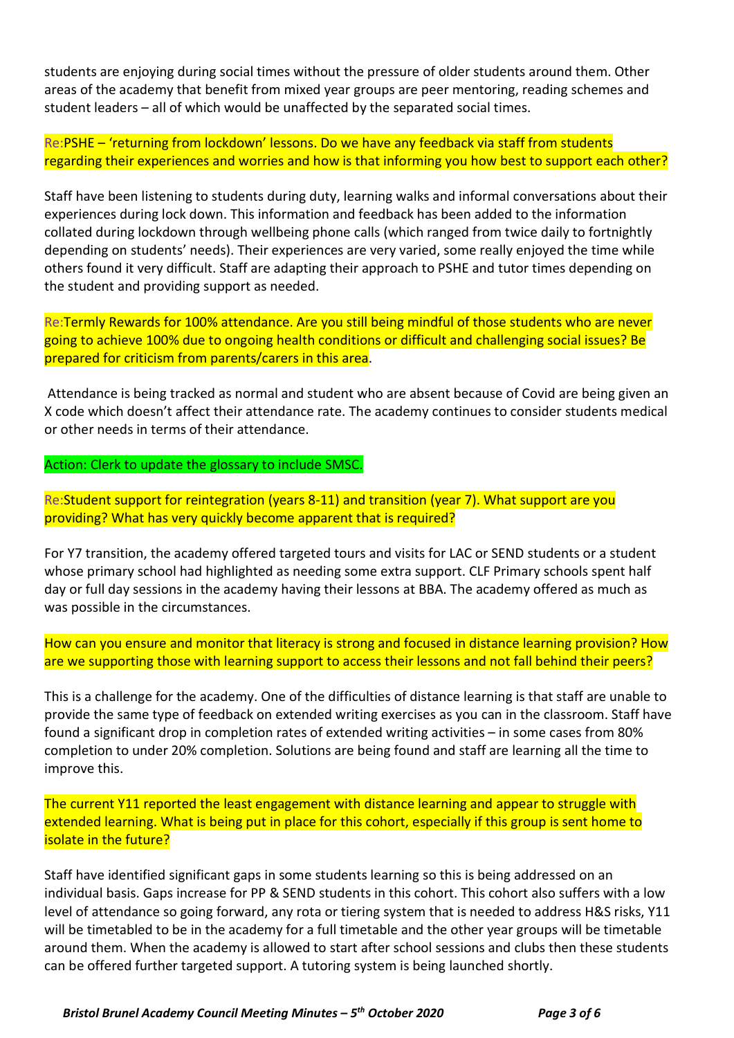students are enjoying during social times without the pressure of older students around them. Other areas of the academy that benefit from mixed year groups are peer mentoring, reading schemes and student leaders – all of which would be unaffected by the separated social times.

Re:PSHE – 'returning from lockdown' lessons. Do we have any feedback via staff from students regarding their experiences and worries and how is that informing you how best to support each other?

Staff have been listening to students during duty, learning walks and informal conversations about their experiences during lock down. This information and feedback has been added to the information collated during lockdown through wellbeing phone calls (which ranged from twice daily to fortnightly depending on students' needs). Their experiences are very varied, some really enjoyed the time while others found it very difficult. Staff are adapting their approach to PSHE and tutor times depending on the student and providing support as needed.

Re:Termly Rewards for 100% attendance. Are you still being mindful of those students who are never going to achieve 100% due to ongoing health conditions or difficult and challenging social issues? Be prepared for criticism from parents/carers in this area.

Attendance is being tracked as normal and student who are absent because of Covid are being given an X code which doesn't affect their attendance rate. The academy continues to consider students medical or other needs in terms of their attendance.

Action: Clerk to update the glossary to include SMSC.

Re:Student support for reintegration (years 8-11) and transition (year 7). What support are you providing? What has very quickly become apparent that is required?

For Y7 transition, the academy offered targeted tours and visits for LAC or SEND students or a student whose primary school had highlighted as needing some extra support. CLF Primary schools spent half day or full day sessions in the academy having their lessons at BBA. The academy offered as much as was possible in the circumstances.

How can you ensure and monitor that literacy is strong and focused in distance learning provision? How are we supporting those with learning support to access their lessons and not fall behind their peers?

This is a challenge for the academy. One of the difficulties of distance learning is that staff are unable to provide the same type of feedback on extended writing exercises as you can in the classroom. Staff have found a significant drop in completion rates of extended writing activities – in some cases from 80% completion to under 20% completion. Solutions are being found and staff are learning all the time to improve this.

The current Y11 reported the least engagement with distance learning and appear to struggle with extended learning. What is being put in place for this cohort, especially if this group is sent home to isolate in the future?

Staff have identified significant gaps in some students learning so this is being addressed on an individual basis. Gaps increase for PP & SEND students in this cohort. This cohort also suffers with a low level of attendance so going forward, any rota or tiering system that is needed to address H&S risks, Y11 will be timetabled to be in the academy for a full timetable and the other year groups will be timetable around them. When the academy is allowed to start after school sessions and clubs then these students can be offered further targeted support. A tutoring system is being launched shortly.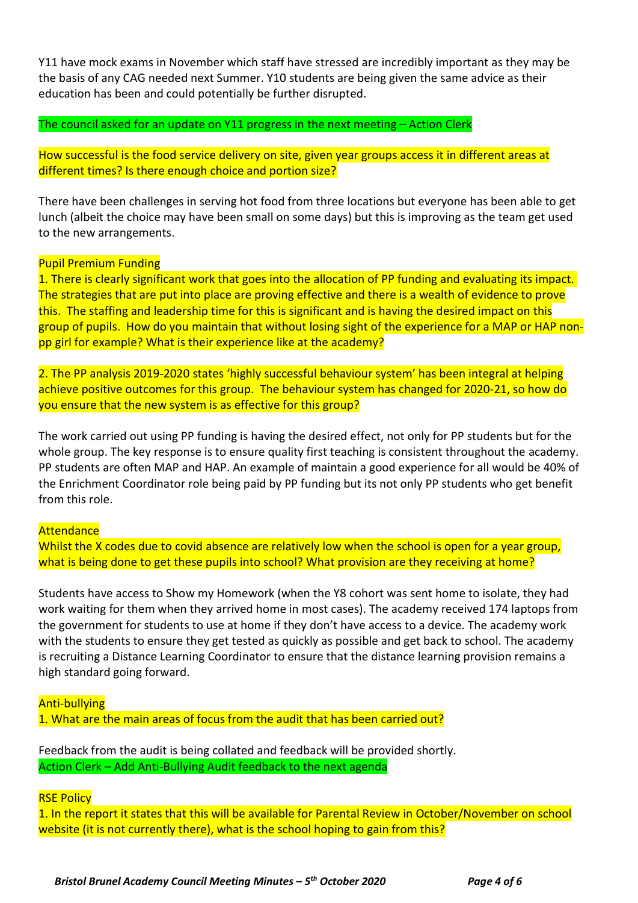Y11 have mock exams in November which staff have stressed are incredibly important as they may be the basis of any CAG needed next Summer. Y10 students are being given the same advice as their education has been and could potentially be further disrupted.

The council asked for an update on Y11 progress in the next meeting – Action Clerk

How successful is the food service delivery on site, given year groups access it in different areas at different times? Is there enough choice and portion size?

There have been challenges in serving hot food from three locations but everyone has been able to get lunch (albeit the choice may have been small on some days) but this is improving as the team get used to the new arrangements.

Pupil Premium Funding

1. There is clearly significant work that goes into the allocation of PP funding and evaluating its impact. The strategies that are put into place are proving effective and there is a wealth of evidence to prove this. The staffing and leadership time for this is significant and is having the desired impact on this group of pupils. How do you maintain that without losing sight of the experience for a MAP or HAP non-pp girl for example? What is their experience like at the academy?

2. The PP analysis 2019-2020 states 'highly successful behaviour system' has been integral at helping achieve positive outcomes for this group. The behaviour system has changed for 2020-21, so how do you ensure that the new system is as effective for this group?

The work carried out using PP funding is having the desired effect, not only for PP students but for the whole group. The key response is to ensure quality first teaching is consistent throughout the academy. PP students are often MAP and HAP. An example of maintain a good experience for all would be 40% of the Enrichment Coordinator role being paid by PP funding but its not only PP students who get benefit from this role.

Attendance

Whilst the X codes due to covid absence are relatively low when the school is open for a year group, what is being done to get these pupils into school? What provision are they receiving at home?

Students have access to Show my Homework (when the Y8 cohort was sent home to isolate, they had work waiting for them when they arrived home in most cases). The academy received 174 laptops from the government for students to use at home if they don't have access to a device. The academy work with the students to ensure they get tested as quickly as possible and get back to school. The academy is recruiting a Distance Learning Coordinator to ensure that the distance learning provision remains a high standard going forward.

Anti-bullying

1. What are the main areas of focus from the audit that has been carried out?

Feedback from the audit is being collated and feedback will be provided shortly.

Action Clerk – Add Anti-Bullying Audit feedback to the next agenda

RSE Policy

1. In the report it states that this will be available for Parental Review in October/November on school website (it is not currently there), what is the school hoping to gain from this?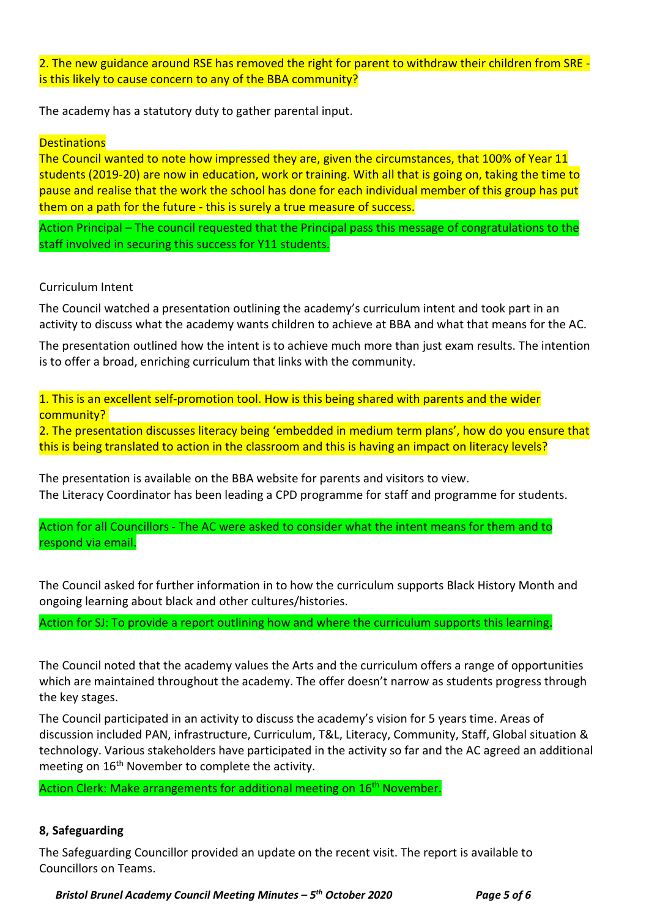2. The new guidance around RSE has removed the right for parent to withdraw their children from SRE - is this likely to cause concern to any of the BBA community?

The academy has a statutory duty to gather parental input.

Destinations

The Council wanted to note how impressed they are, given the circumstances, that 100% of Year 11 students (2019-20) are now in education, work or training. With all that is going on, taking the time to pause and realise that the work the school has done for each individual member of this group has put them on a path for the future - this is surely a true measure of success.

Action Principal – The council requested that the Principal pass this message of congratulations to the staff involved in securing this success for Y11 students.

Curriculum Intent

The Council watched a presentation outlining the academy's curriculum intent and took part in an activity to discuss what the academy wants children to achieve at BBA and what that means for the AC.

The presentation outlined how the intent is to achieve much more than just exam results. The intention is to offer a broad, enriching curriculum that links with the community.

1. This is an excellent self-promotion tool. How is this being shared with parents and the wider community?
2. The presentation discusses literacy being 'embedded in medium term plans', how do you ensure that this is being translated to action in the classroom and this is having an impact on literacy levels?

The presentation is available on the BBA website for parents and visitors to view.
The Literacy Coordinator has been leading a CPD programme for staff and programme for students.

Action for all Councillors - The AC were asked to consider what the intent means for them and to respond via email.

The Council asked for further information in to how the curriculum supports Black History Month and ongoing learning about black and other cultures/histories.

Action for SJ: To provide a report outlining how and where the curriculum supports this learning.

The Council noted that the academy values the Arts and the curriculum offers a range of opportunities which are maintained throughout the academy. The offer doesn't narrow as students progress through the key stages.

The Council participated in an activity to discuss the academy's vision for 5 years time. Areas of discussion included PAN, infrastructure, Curriculum, T&L, Literacy, Community, Staff, Global situation & technology. Various stakeholders have participated in the activity so far and the AC agreed an additional meeting on 16th November to complete the activity.

Action Clerk: Make arrangements for additional meeting on 16th November.

**8, Safeguarding**

The Safeguarding Councillor provided an update on the recent visit. The report is available to Councillors on Teams.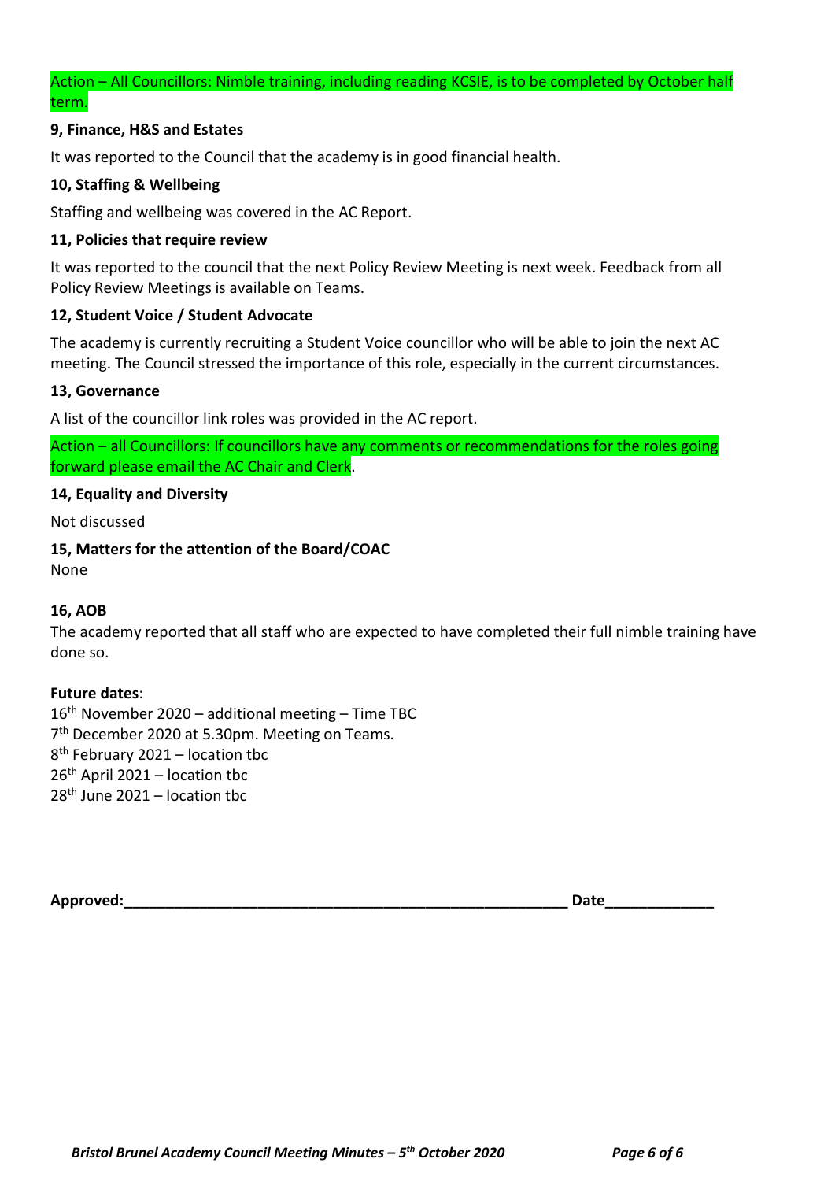Action – All Councillors: Nimble training, including reading KCSIE, is to be completed by October half term.

**9, Finance, H&S and Estates**

It was reported to the Council that the academy is in good financial health.

**10, Staffing & Wellbeing**

Staffing and wellbeing was covered in the AC Report.

**11, Policies that require review**

It was reported to the council that the next Policy Review Meeting is next week. Feedback from all Policy Review Meetings is available on Teams.

**12, Student Voice / Student Advocate**

The academy is currently recruiting a Student Voice councillor who will be able to join the next AC meeting. The Council stressed the importance of this role, especially in the current circumstances.

**13, Governance**

A list of the councillor link roles was provided in the AC report.

Action – all Councillors: If councillors have any comments or recommendations for the roles going forward please email the AC Chair and Clerk.

**14, Equality and Diversity**

Not discussed

**15, Matters for the attention of the Board/COAC**

None

**16, AOB**

The academy reported that all staff who are expected to have completed their full nimble training have done so.

**Future dates**:

16th November 2020 – additional meeting – Time TBC
7th December 2020 at 5.30pm. Meeting on Teams.
8th February 2021 – location tbc
26th April 2021 – location tbc
28th June 2021 – location tbc

**Approved:\_\_\_\_\_\_\_\_\_\_\_\_\_\_\_\_\_\_\_\_\_\_\_\_\_\_\_\_\_\_\_\_\_\_\_\_\_\_\_\_\_\_\_\_\_\_\_\_\_\_\_\_ Date\_\_\_\_\_\_\_\_\_\_\_\_\_**